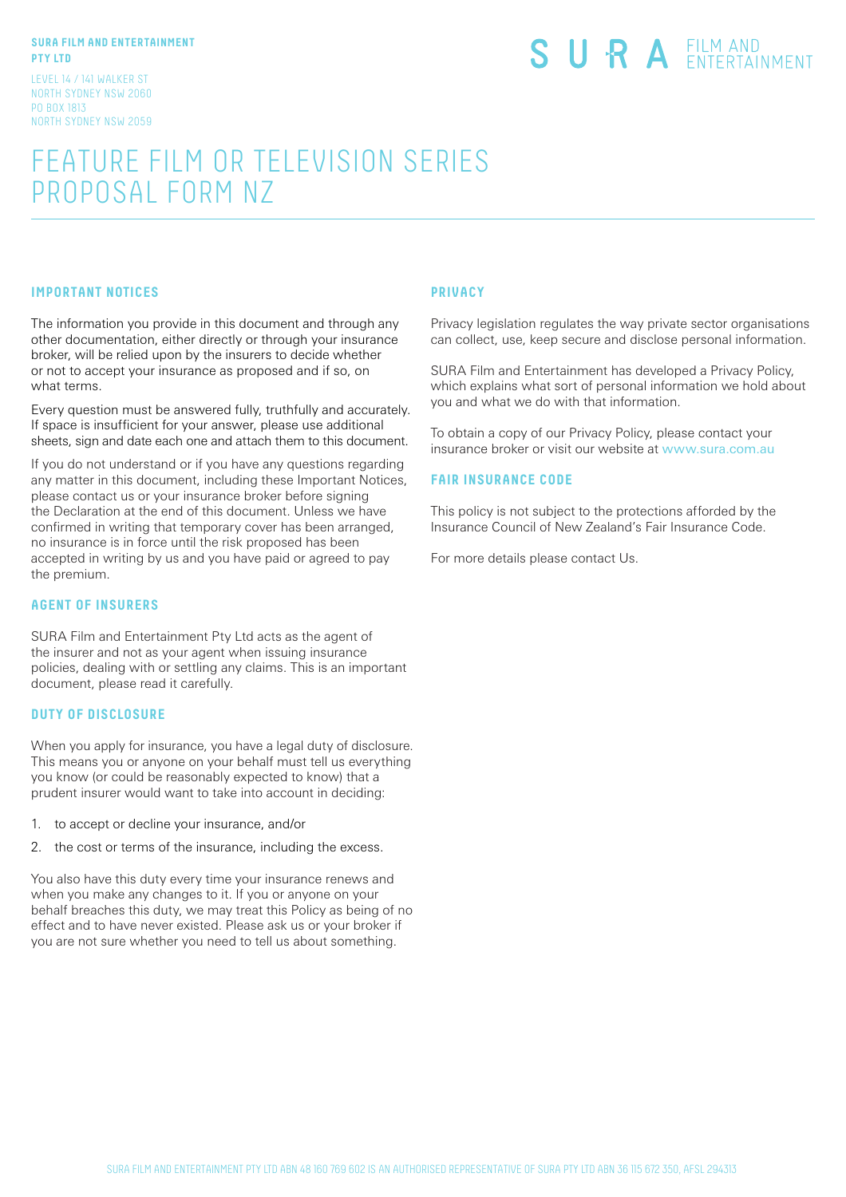**SURA FILM AND ENTERTAINMENT PTY LTD**

LEVEL 14 / 141 WALKER ST
NORTH SYDNEY NSW 2060
PO BOX 1813
NORTH SYDNEY NSW 2059

SURA FILM AND ENTERTAINMENT

# FEATURE FILM OR TELEVISION SERIES PROPOSAL FORM NZ

## IMPORTANT NOTICES

The information you provide in this document and through any other documentation, either directly or through your insurance broker, will be relied upon by the insurers to decide whether or not to accept your insurance as proposed and if so, on what terms.

Every question must be answered fully, truthfully and accurately. If space is insufficient for your answer, please use additional sheets, sign and date each one and attach them to this document.

If you do not understand or if you have any questions regarding any matter in this document, including these Important Notices, please contact us or your insurance broker before signing the Declaration at the end of this document. Unless we have confirmed in writing that temporary cover has been arranged, no insurance is in force until the risk proposed has been accepted in writing by us and you have paid or agreed to pay the premium.

## AGENT OF INSURERS

SURA Film and Entertainment Pty Ltd acts as the agent of the insurer and not as your agent when issuing insurance policies, dealing with or settling any claims. This is an important document, please read it carefully.

## DUTY OF DISCLOSURE

When you apply for insurance, you have a legal duty of disclosure. This means you or anyone on your behalf must tell us everything you know (or could be reasonably expected to know) that a prudent insurer would want to take into account in deciding:

1. to accept or decline your insurance, and/or
2. the cost or terms of the insurance, including the excess.

You also have this duty every time your insurance renews and when you make any changes to it. If you or anyone on your behalf breaches this duty, we may treat this Policy as being of no effect and to have never existed. Please ask us or your broker if you are not sure whether you need to tell us about something.

## PRIVACY

Privacy legislation regulates the way private sector organisations can collect, use, keep secure and disclose personal information.

SURA Film and Entertainment has developed a Privacy Policy, which explains what sort of personal information we hold about you and what we do with that information.

To obtain a copy of our Privacy Policy, please contact your insurance broker or visit our website at www.sura.com.au

## FAIR INSURANCE CODE

This policy is not subject to the protections afforded by the Insurance Council of New Zealand's Fair Insurance Code.

For more details please contact Us.

SURA FILM AND ENTERTAINMENT PTY LTD ABN 48 160 769 602 IS AN AUTHORISED REPRESENTATIVE OF SURA PTY LTD ABN 36 115 672 350, AFSL 294313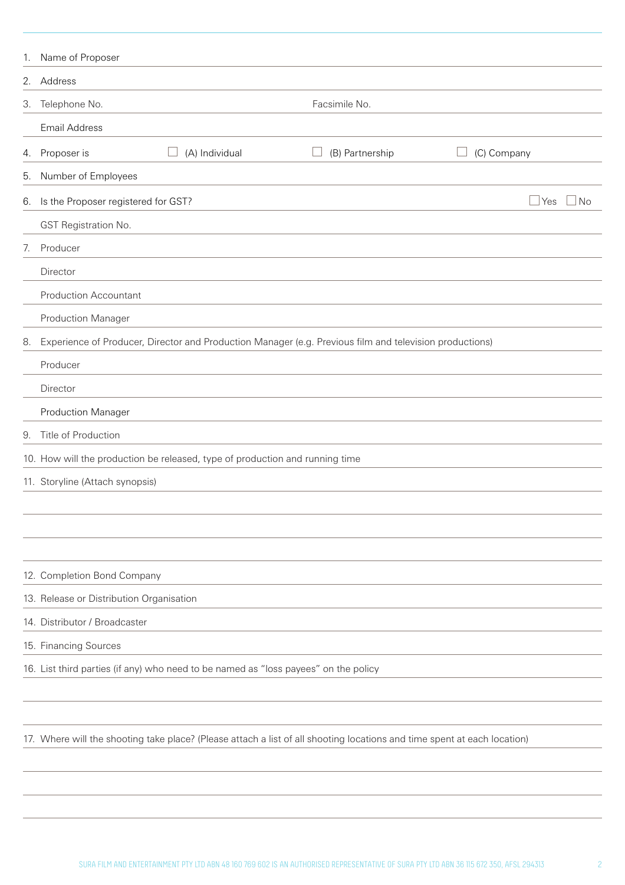1. Name of Proposer

2. Address

3. Telephone No. Facsimile No.

   Email Address

4. Proposer is ☐ (A) Individual ☐ (B) Partnership ☐ (C) Company

5. Number of Employees

6. Is the Proposer registered for GST? ☐ Yes ☐ No

   GST Registration No.

7. Producer

   Director

   Production Accountant

   Production Manager

8. Experience of Producer, Director and Production Manager (e.g. Previous film and television productions)

   Producer

   Director

   Production Manager

9. Title of Production

10. How will the production be released, type of production and running time

11. Storyline (Attach synopsis)

12. Completion Bond Company

13. Release or Distribution Organisation

14. Distributor / Broadcaster

15. Financing Sources

16. List third parties (if any) who need to be named as "loss payees" on the policy

17. Where will the shooting take place? (Please attach a list of all shooting locations and time spent at each location)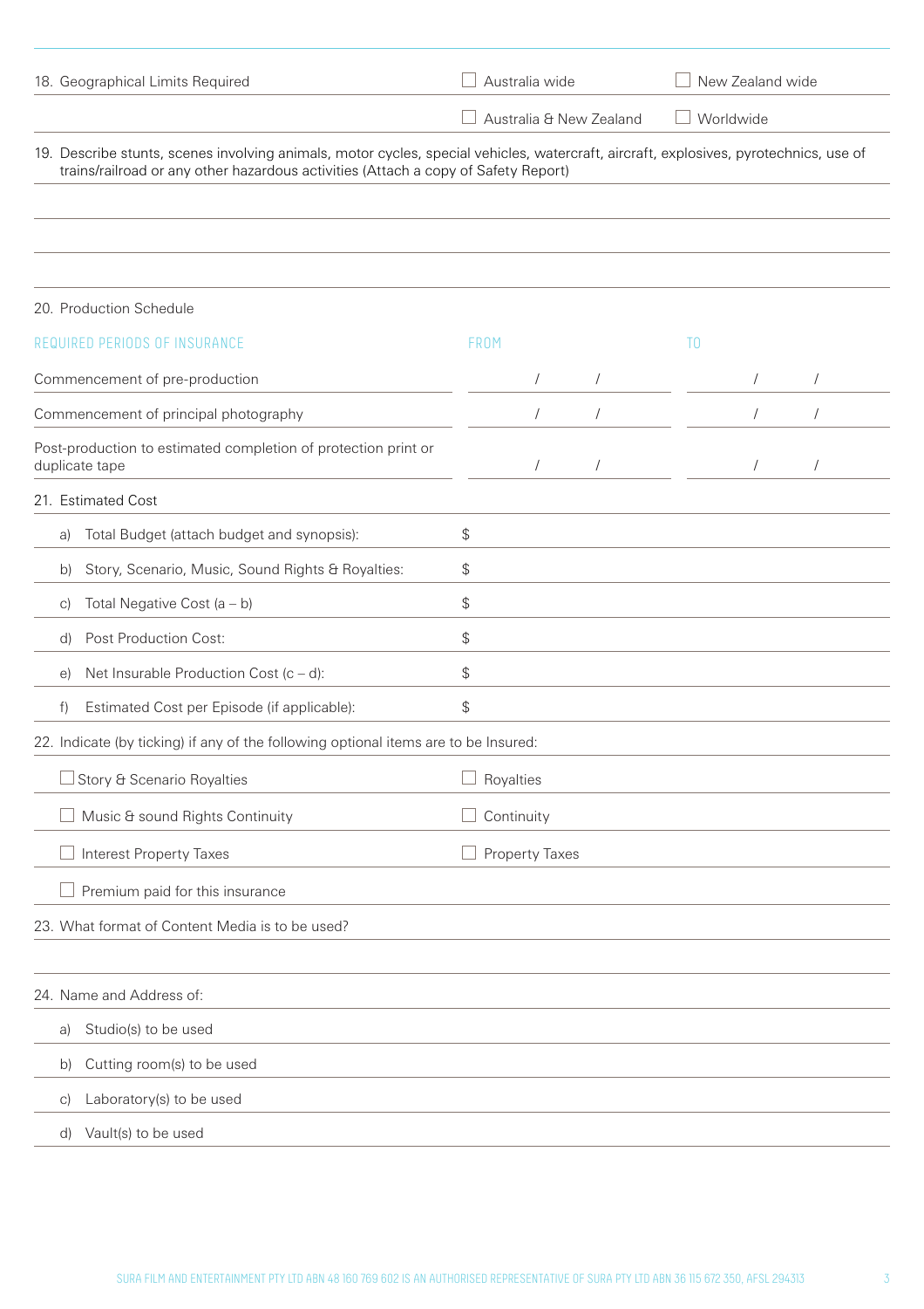18. Geographical Limits Required

☐ Australia wide ☐ New Zealand wide

☐ Australia & New Zealand ☐ Worldwide

19. Describe stunts, scenes involving animals, motor cycles, special vehicles, watercraft, aircraft, explosives, pyrotechnics, use of trains/railroad or any other hazardous activities (Attach a copy of Safety Report)

20. Production Schedule

| REQUIRED PERIODS OF INSURANCE | FROM | TO |
|---|---|---|
| Commencement of pre-production | / / | / / |
| Commencement of principal photography | / / | / / |
| Post-production to estimated completion of protection print or duplicate tape | / / | / / |

21. Estimated Cost

| | |
|---|---|
| a) Total Budget (attach budget and synopsis): | $ |
| b) Story, Scenario, Music, Sound Rights & Royalties: | $ |
| c) Total Negative Cost (a – b) | $ |
| d) Post Production Cost: | $ |
| e) Net Insurable Production Cost (c – d): | $ |
| f) Estimated Cost per Episode (if applicable): | $ |

22. Indicate (by ticking) if any of the following optional items are to be Insured:

| | |
|---|---|
| ☐ Story & Scenario Royalties | ☐ Royalties |
| ☐ Music & sound Rights Continuity | ☐ Continuity |
| ☐ Interest Property Taxes | ☐ Property Taxes |
| ☐ Premium paid for this insurance | |

23. What format of Content Media is to be used?

24. Name and Address of:

a) Studio(s) to be used

b) Cutting room(s) to be used

c) Laboratory(s) to be used

d) Vault(s) to be used

SURA FILM AND ENTERTAINMENT PTY LTD ABN 48 160 769 602 IS AN AUTHORISED REPRESENTATIVE OF SURA PTY LTD ABN 36 115 672 350, AFSL 294313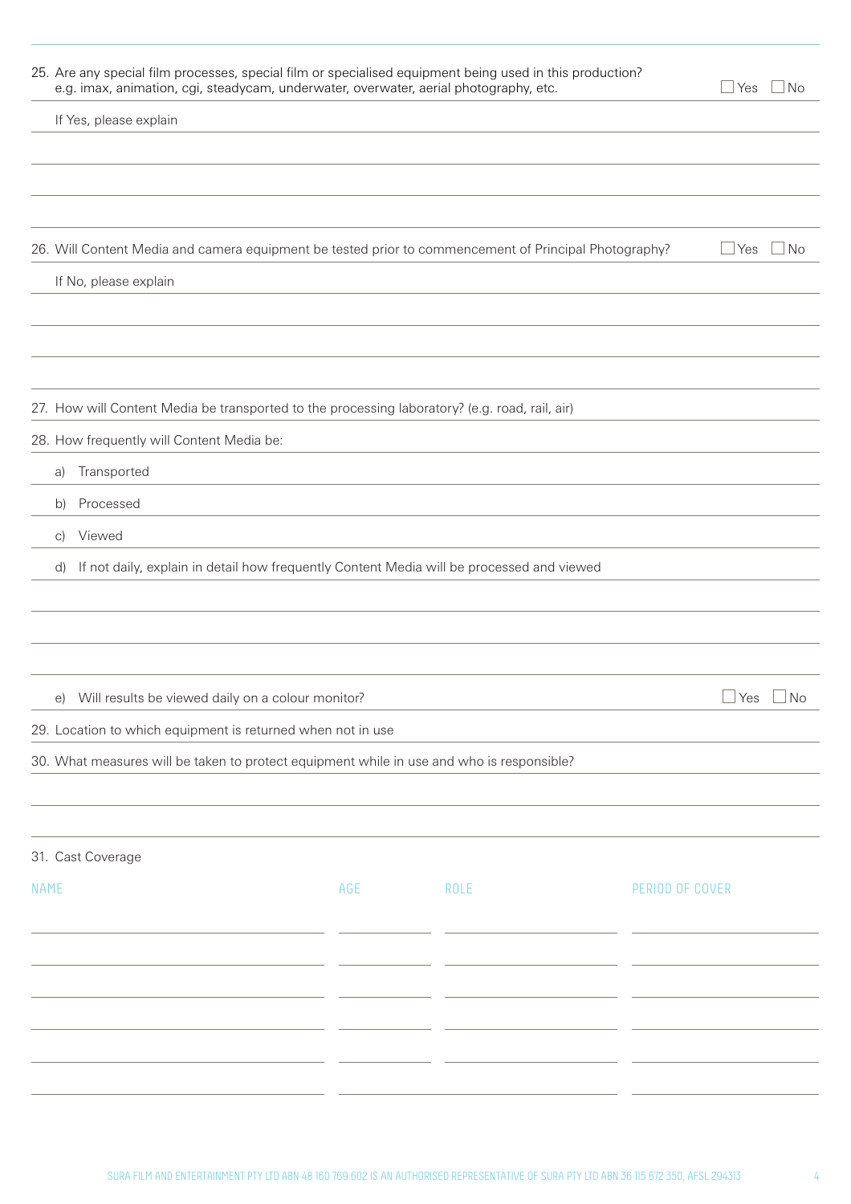25. Are any special film processes, special film or specialised equipment being used in this production? e.g. imax, animation, cgi, steadycam, underwater, overwater, aerial photography, etc. ☐ Yes ☐ No

If Yes, please explain

26. Will Content Media and camera equipment be tested prior to commencement of Principal Photography? ☐ Yes ☐ No

If No, please explain

27. How will Content Media be transported to the processing laboratory? (e.g. road, rail, air)

28. How frequently will Content Media be:

a) Transported

b) Processed

c) Viewed

d) If not daily, explain in detail how frequently Content Media will be processed and viewed

e) Will results be viewed daily on a colour monitor? ☐ Yes ☐ No

29. Location to which equipment is returned when not in use

30. What measures will be taken to protect equipment while in use and who is responsible?

31. Cast Coverage

| NAME | AGE | ROLE | PERIOD OF COVER |
|---|---|---|---|
| | | | |
| | | | |
| | | | |
| | | | |
| | | | |
| | | | |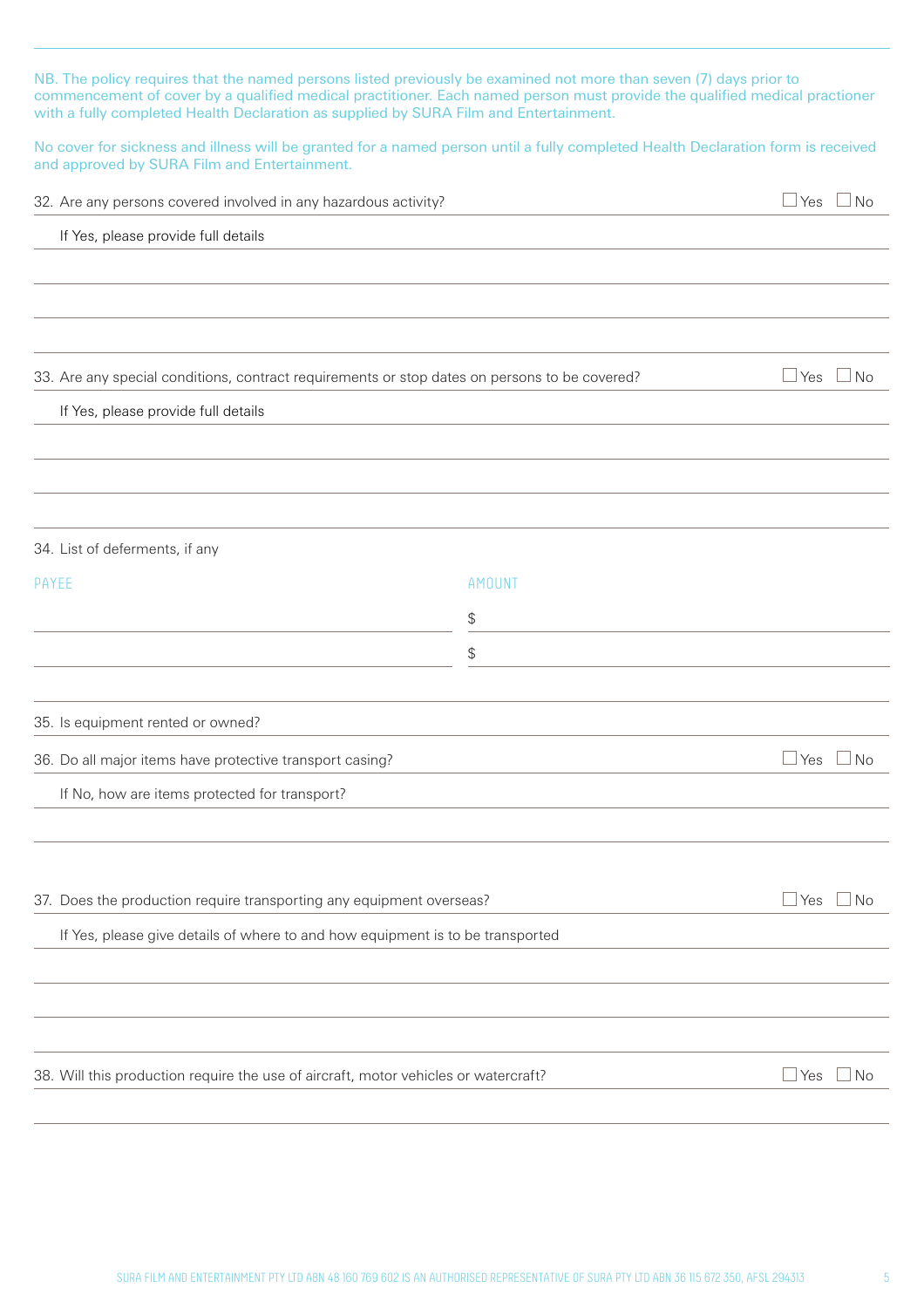NB. The policy requires that the named persons listed previously be examined not more than seven (7) days prior to commencement of cover by a qualified medical practitioner. Each named person must provide the qualified medical practioner with a fully completed Health Declaration as supplied by SURA Film and Entertainment.

No cover for sickness and illness will be granted for a named person until a fully completed Health Declaration form is received and approved by SURA Film and Entertainment.

32. Are any persons covered involved in any hazardous activity? ☐ Yes ☐ No

If Yes, please provide full details

33. Are any special conditions, contract requirements or stop dates on persons to be covered? ☐ Yes ☐ No

If Yes, please provide full details

34. List of deferments, if any

| PAYEE | AMOUNT |
| --- | --- |
| | $ |
| | $ |

35. Is equipment rented or owned?

36. Do all major items have protective transport casing? ☐ Yes ☐ No

If No, how are items protected for transport?

37. Does the production require transporting any equipment overseas? ☐ Yes ☐ No

If Yes, please give details of where to and how equipment is to be transported

38. Will this production require the use of aircraft, motor vehicles or watercraft? ☐ Yes ☐ No

SURA FILM AND ENTERTAINMENT PTY LTD ABN 48 160 769 602 IS AN AUTHORISED REPRESENTATIVE OF SURA PTY LTD ABN 36 115 672 350, AFSL 294313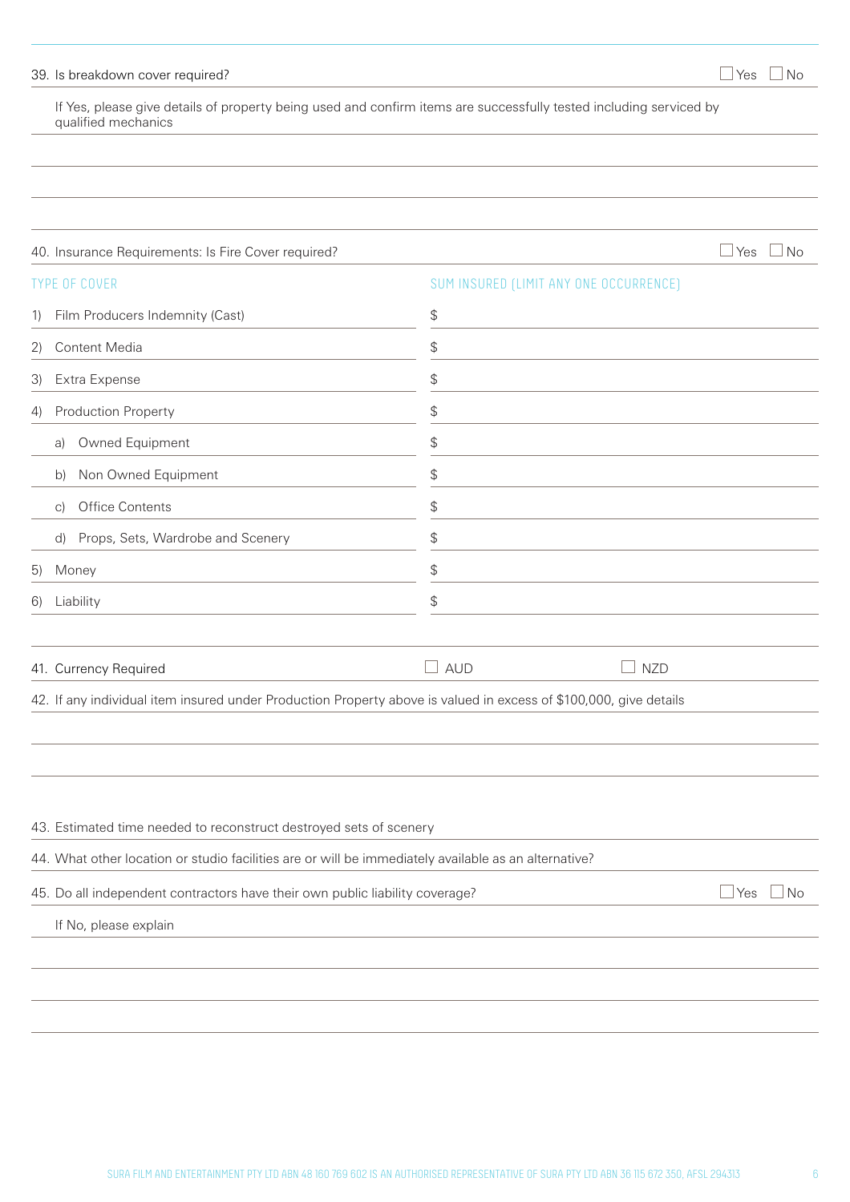39. Is breakdown cover required? ☐ Yes ☐ No

If Yes, please give details of property being used and confirm items are successfully tested including serviced by qualified mechanics

40. Insurance Requirements: Is Fire Cover required? ☐ Yes ☐ No

| TYPE OF COVER | SUM INSURED (LIMIT ANY ONE OCCURRENCE) |
|---|---|
| 1) Film Producers Indemnity (Cast) | $ |
| 2) Content Media | $ |
| 3) Extra Expense | $ |
| 4) Production Property | $ |
| a) Owned Equipment | $ |
| b) Non Owned Equipment | $ |
| c) Office Contents | $ |
| d) Props, Sets, Wardrobe and Scenery | $ |
| 5) Money | $ |
| 6) Liability | $ |

41. Currency Required ☐ AUD ☐ NZD

42. If any individual item insured under Production Property above is valued in excess of $100,000, give details

43. Estimated time needed to reconstruct destroyed sets of scenery

44. What other location or studio facilities are or will be immediately available as an alternative?

45. Do all independent contractors have their own public liability coverage? ☐ Yes ☐ No

If No, please explain

SURA FILM AND ENTERTAINMENT PTY LTD ABN 48 160 769 602 IS AN AUTHORISED REPRESENTATIVE OF SURA PTY LTD ABN 36 115 672 350, AFSL 294313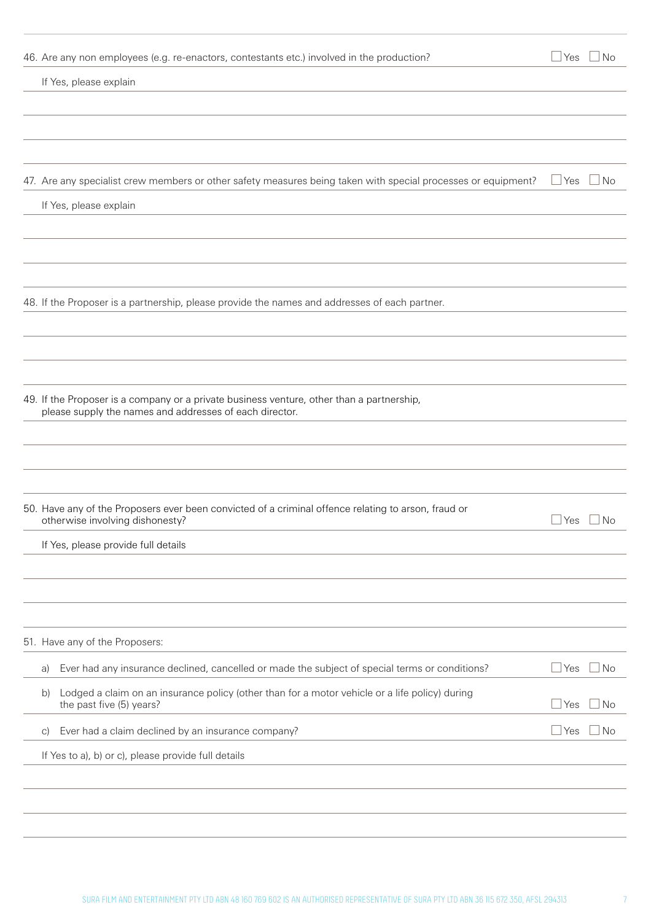46. Are any non employees (e.g. re-enactors, contestants etc.) involved in the production? ☐ Yes ☐ No

If Yes, please explain

47. Are any specialist crew members or other safety measures being taken with special processes or equipment? ☐ Yes ☐ No

If Yes, please explain

48. If the Proposer is a partnership, please provide the names and addresses of each partner.

49. If the Proposer is a company or a private business venture, other than a partnership, please supply the names and addresses of each director.

50. Have any of the Proposers ever been convicted of a criminal offence relating to arson, fraud or otherwise involving dishonesty? ☐ Yes ☐ No

If Yes, please provide full details

51. Have any of the Proposers:

a) Ever had any insurance declined, cancelled or made the subject of special terms or conditions? ☐ Yes ☐ No

b) Lodged a claim on an insurance policy (other than for a motor vehicle or a life policy) during the past five (5) years? ☐ Yes ☐ No

c) Ever had a claim declined by an insurance company? ☐ Yes ☐ No

If Yes to a), b) or c), please provide full details

SURA FILM AND ENTERTAINMENT PTY LTD ABN 48 160 769 602 IS AN AUTHORISED REPRESENTATIVE OF SURA PTY LTD ABN 36 115 672 350, AFSL 294313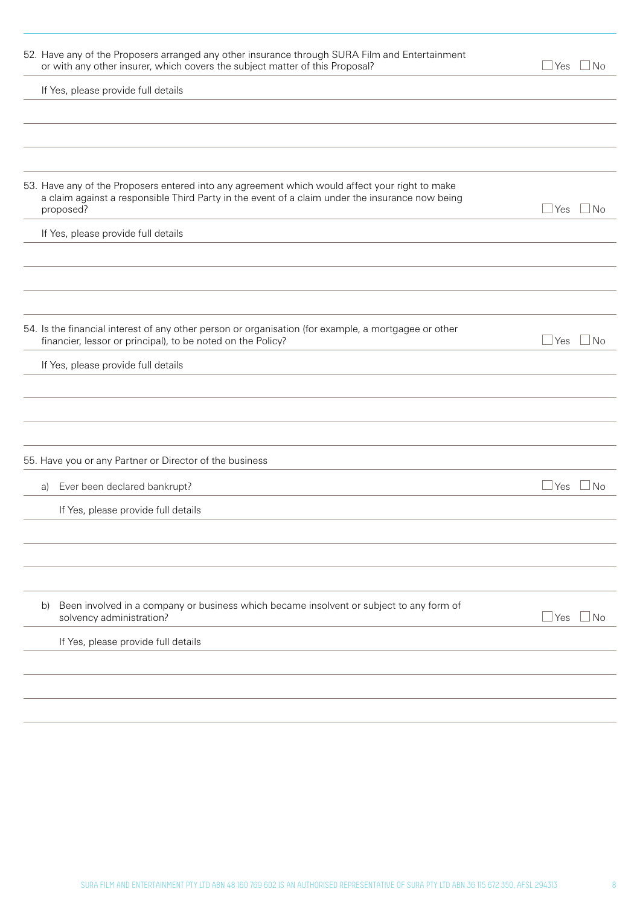52. Have any of the Proposers arranged any other insurance through SURA Film and Entertainment or with any other insurer, which covers the subject matter of this Proposal? ☐ Yes ☐ No

If Yes, please provide full details

53. Have any of the Proposers entered into any agreement which would affect your right to make a claim against a responsible Third Party in the event of a claim under the insurance now being proposed? ☐ Yes ☐ No

If Yes, please provide full details

54. Is the financial interest of any other person or organisation (for example, a mortgagee or other financier, lessor or principal), to be noted on the Policy? ☐ Yes ☐ No

If Yes, please provide full details

55. Have you or any Partner or Director of the business

a) Ever been declared bankrupt? ☐ Yes ☐ No

If Yes, please provide full details

b) Been involved in a company or business which became insolvent or subject to any form of solvency administration? ☐ Yes ☐ No

If Yes, please provide full details

SURA FILM AND ENTERTAINMENT PTY LTD ABN 48 160 769 602 IS AN AUTHORISED REPRESENTATIVE OF SURA PTY LTD ABN 36 115 672 350, AFSL 294313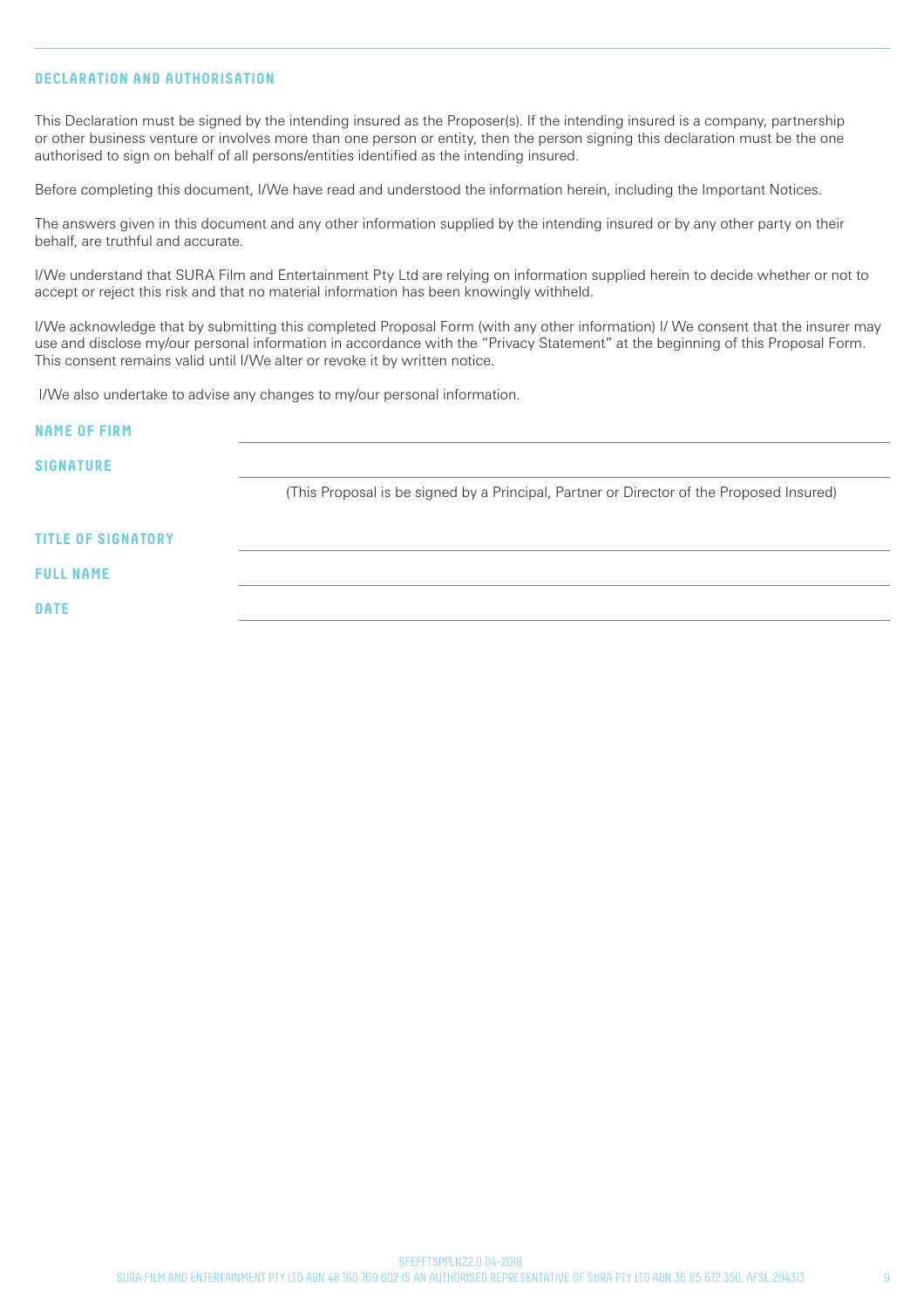## DECLARATION AND AUTHORISATION

This Declaration must be signed by the intending insured as the Proposer(s). If the intending insured is a company, partnership or other business venture or involves more than one person or entity, then the person signing this declaration must be the one authorised to sign on behalf of all persons/entities identified as the intending insured.

Before completing this document, I/We have read and understood the information herein, including the Important Notices.

The answers given in this document and any other information supplied by the intending insured or by any other party on their behalf, are truthful and accurate.

I/We understand that SURA Film and Entertainment Pty Ltd are relying on information supplied herein to decide whether or not to accept or reject this risk and that no material information has been knowingly withheld.

I/We acknowledge that by submitting this completed Proposal Form (with any other information) I/ We consent that the insurer may use and disclose my/our personal information in accordance with the "Privacy Statement" at the beginning of this Proposal Form. This consent remains valid until I/We alter or revoke it by written notice.

I/We also undertake to advise any changes to my/our personal information.

**NAME OF FIRM** ______________________________

**SIGNATURE** ______________________________

(This Proposal is be signed by a Principal, Partner or Director of the Proposed Insured)

**TITLE OF SIGNATORY** ______________________________

**FULL NAME** ______________________________

**DATE** ______________________________

SFEFFTSPPLNZ2.0 04-2018

SURA FILM AND ENTERTAINMENT PTY LTD ABN 48 160 769 602 IS AN AUTHORISED REPRESENTATIVE OF SURA PTY LTD ABN 36 115 672 350, AFSL 294313